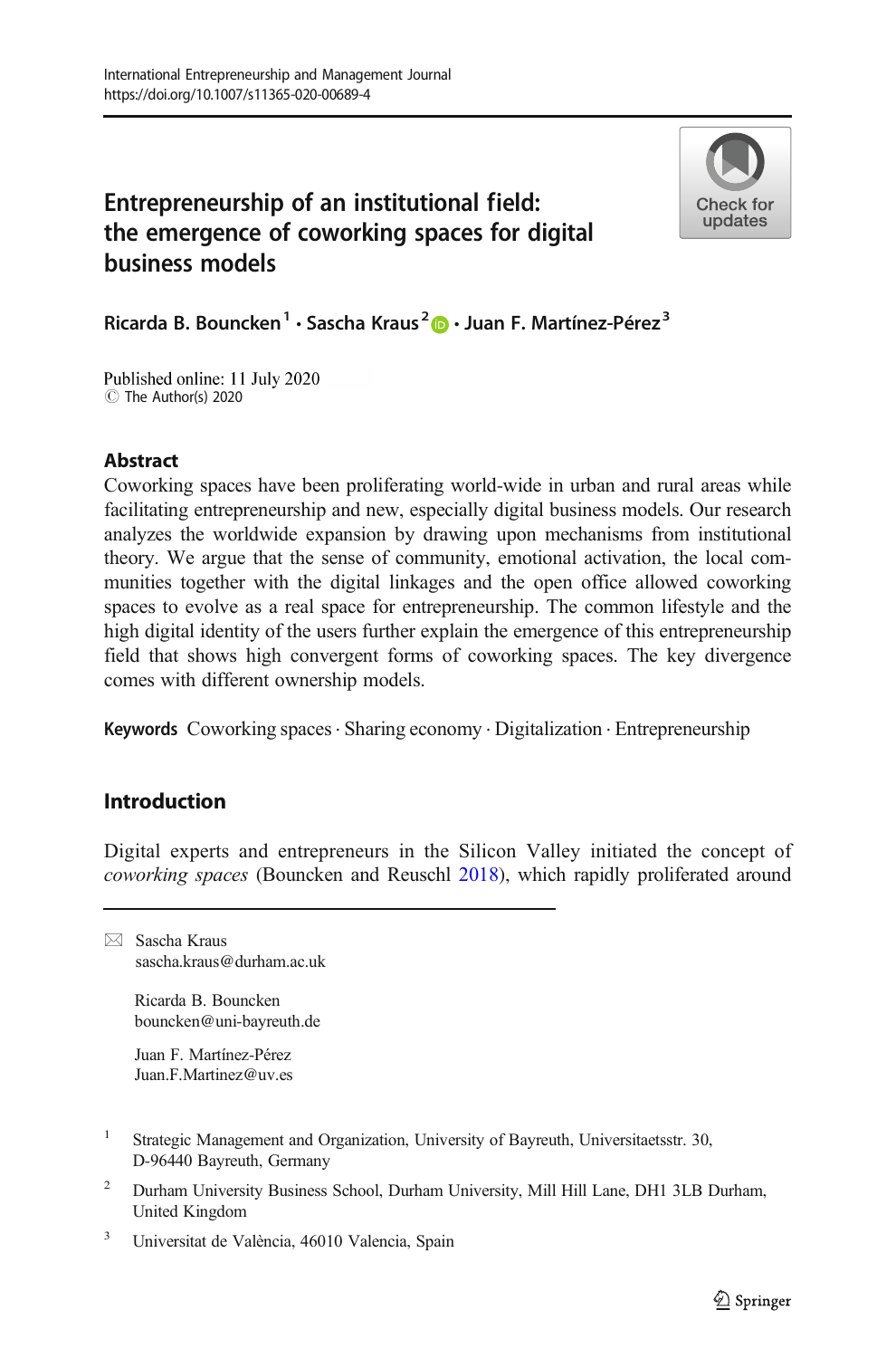International Entrepreneurship and Management Journal
https://doi.org/10.1007/s11365-020-00689-4

# Entrepreneurship of an institutional field: the emergence of coworking spaces for digital business models

**Ricarda B. Bouncken**[1] **· Sascha Kraus**[2] **· Juan F. Martínez-Pérez**[3]

Published online: 11 July 2020
© The Author(s) 2020

## Abstract

Coworking spaces have been proliferating world-wide in urban and rural areas while facilitating entrepreneurship and new, especially digital business models. Our research analyzes the worldwide expansion by drawing upon mechanisms from institutional theory. We argue that the sense of community, emotional activation, the local communities together with the digital linkages and the open office allowed coworking spaces to evolve as a real space for entrepreneurship. The common lifestyle and the high digital identity of the users further explain the emergence of this entrepreneurship field that shows high convergent forms of coworking spaces. The key divergence comes with different ownership models.

**Keywords** Coworking spaces · Sharing economy · Digitalization · Entrepreneurship

## Introduction

Digital experts and entrepreneurs in the Silicon Valley initiated the concept of *coworking spaces* (Bouncken and Reuschl 2018), which rapidly proliferated around

---

✉ Sascha Kraus
sascha.kraus@durham.ac.uk

Ricarda B. Bouncken
bouncken@uni-bayreuth.de

Juan F. Martínez-Pérez
Juan.F.Martinez@uv.es

[1] Strategic Management and Organization, University of Bayreuth, Universitaetsstr. 30, D-96440 Bayreuth, Germany

[2] Durham University Business School, Durham University, Mill Hill Lane, DH1 3LB Durham, United Kingdom

[3] Universitat de València, 46010 Valencia, Spain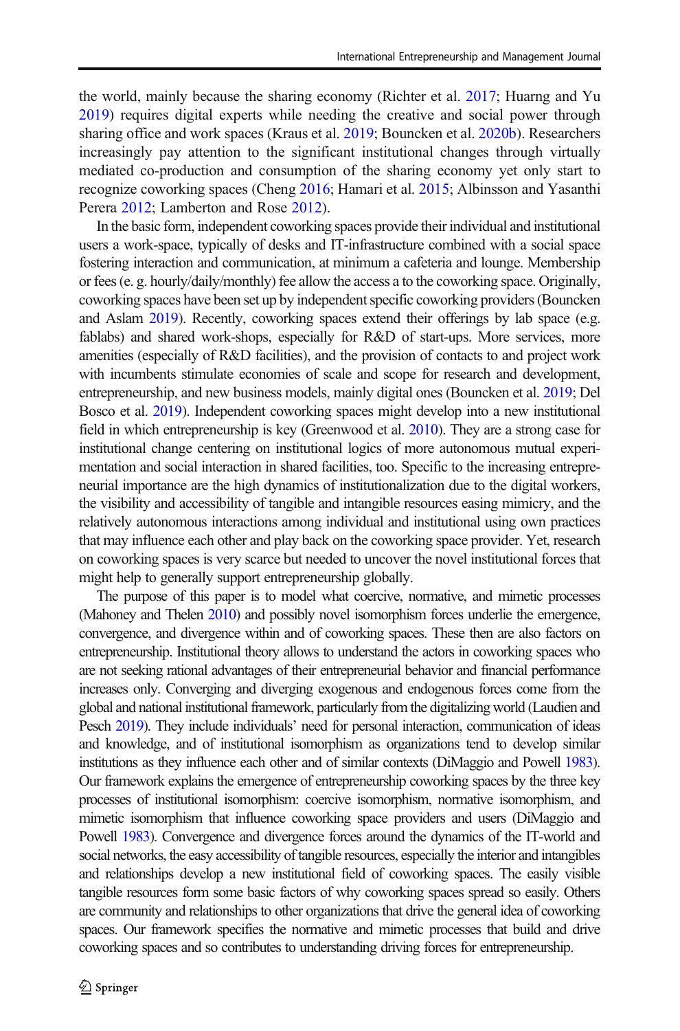the world, mainly because the sharing economy (Richter et al. 2017; Huarng and Yu 2019) requires digital experts while needing the creative and social power through sharing office and work spaces (Kraus et al. 2019; Bouncken et al. 2020b). Researchers increasingly pay attention to the significant institutional changes through virtually mediated co-production and consumption of the sharing economy yet only start to recognize coworking spaces (Cheng 2016; Hamari et al. 2015; Albinsson and Yasanthi Perera 2012; Lamberton and Rose 2012).

In the basic form, independent coworking spaces provide their individual and institutional users a work-space, typically of desks and IT-infrastructure combined with a social space fostering interaction and communication, at minimum a cafeteria and lounge. Membership or fees (e. g. hourly/daily/monthly) fee allow the access a to the coworking space. Originally, coworking spaces have been set up by independent specific coworking providers (Bouncken and Aslam 2019). Recently, coworking spaces extend their offerings by lab space (e.g. fablabs) and shared work-shops, especially for R&D of start-ups. More services, more amenities (especially of R&D facilities), and the provision of contacts to and project work with incumbents stimulate economies of scale and scope for research and development, entrepreneurship, and new business models, mainly digital ones (Bouncken et al. 2019; Del Bosco et al. 2019). Independent coworking spaces might develop into a new institutional field in which entrepreneurship is key (Greenwood et al. 2010). They are a strong case for institutional change centering on institutional logics of more autonomous mutual experimentation and social interaction in shared facilities, too. Specific to the increasing entrepreneurial importance are the high dynamics of institutionalization due to the digital workers, the visibility and accessibility of tangible and intangible resources easing mimicry, and the relatively autonomous interactions among individual and institutional using own practices that may influence each other and play back on the coworking space provider. Yet, research on coworking spaces is very scarce but needed to uncover the novel institutional forces that might help to generally support entrepreneurship globally.

The purpose of this paper is to model what coercive, normative, and mimetic processes (Mahoney and Thelen 2010) and possibly novel isomorphism forces underlie the emergence, convergence, and divergence within and of coworking spaces. These then are also factors on entrepreneurship. Institutional theory allows to understand the actors in coworking spaces who are not seeking rational advantages of their entrepreneurial behavior and financial performance increases only. Converging and diverging exogenous and endogenous forces come from the global and national institutional framework, particularly from the digitalizing world (Laudien and Pesch 2019). They include individuals' need for personal interaction, communication of ideas and knowledge, and of institutional isomorphism as organizations tend to develop similar institutions as they influence each other and of similar contexts (DiMaggio and Powell 1983). Our framework explains the emergence of entrepreneurship coworking spaces by the three key processes of institutional isomorphism: coercive isomorphism, normative isomorphism, and mimetic isomorphism that influence coworking space providers and users (DiMaggio and Powell 1983). Convergence and divergence forces around the dynamics of the IT-world and social networks, the easy accessibility of tangible resources, especially the interior and intangibles and relationships develop a new institutional field of coworking spaces. The easily visible tangible resources form some basic factors of why coworking spaces spread so easily. Others are community and relationships to other organizations that drive the general idea of coworking spaces. Our framework specifies the normative and mimetic processes that build and drive coworking spaces and so contributes to understanding driving forces for entrepreneurship.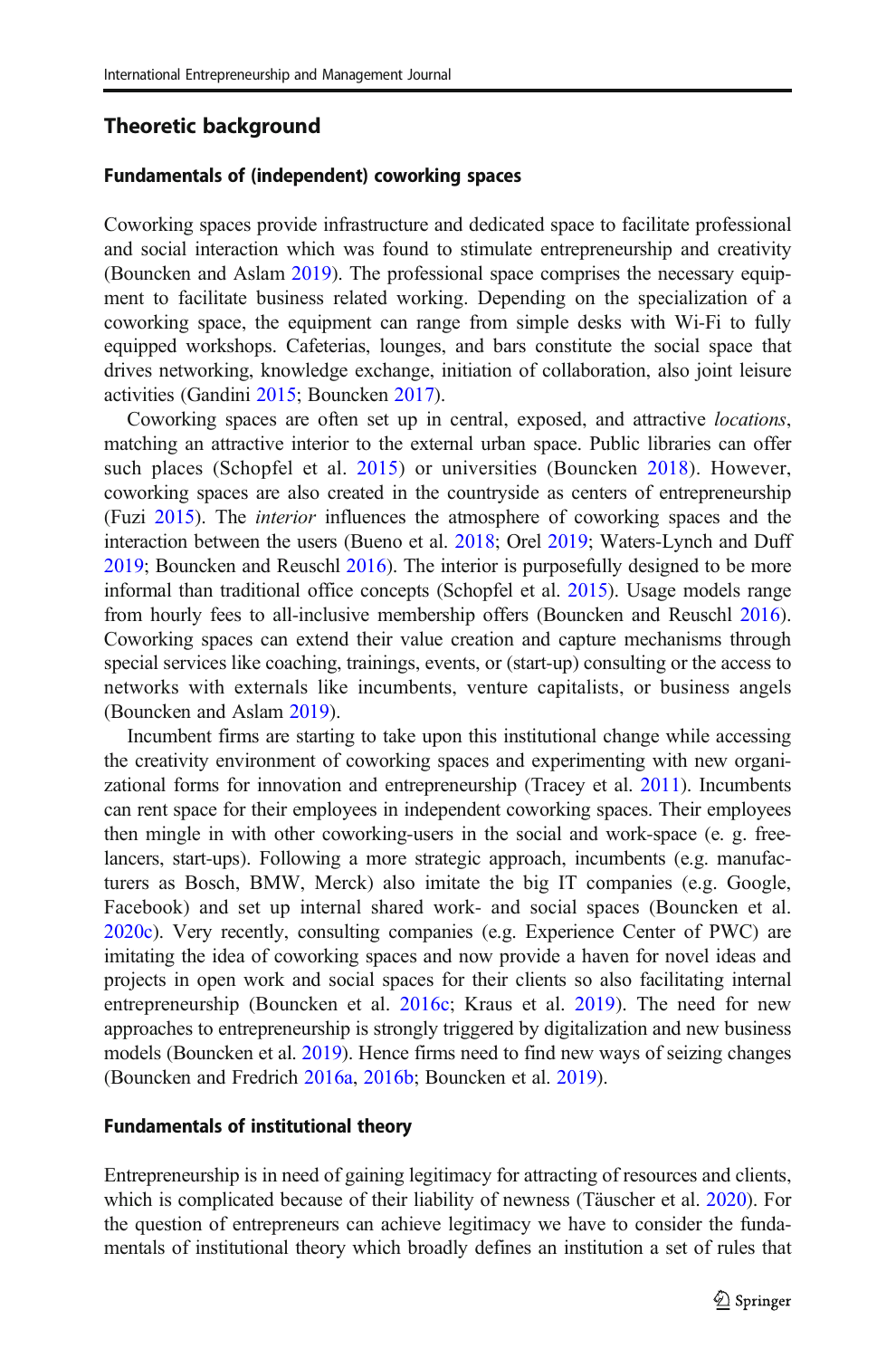## Theoretic background

### Fundamentals of (independent) coworking spaces

Coworking spaces provide infrastructure and dedicated space to facilitate professional and social interaction which was found to stimulate entrepreneurship and creativity (Bouncken and Aslam 2019). The professional space comprises the necessary equipment to facilitate business related working. Depending on the specialization of a coworking space, the equipment can range from simple desks with Wi-Fi to fully equipped workshops. Cafeterias, lounges, and bars constitute the social space that drives networking, knowledge exchange, initiation of collaboration, also joint leisure activities (Gandini 2015; Bouncken 2017).

Coworking spaces are often set up in central, exposed, and attractive *locations*, matching an attractive interior to the external urban space. Public libraries can offer such places (Schopfel et al. 2015) or universities (Bouncken 2018). However, coworking spaces are also created in the countryside as centers of entrepreneurship (Fuzi 2015). The *interior* influences the atmosphere of coworking spaces and the interaction between the users (Bueno et al. 2018; Orel 2019; Waters-Lynch and Duff 2019; Bouncken and Reuschl 2016). The interior is purposefully designed to be more informal than traditional office concepts (Schopfel et al. 2015). Usage models range from hourly fees to all-inclusive membership offers (Bouncken and Reuschl 2016). Coworking spaces can extend their value creation and capture mechanisms through special services like coaching, trainings, events, or (start-up) consulting or the access to networks with externals like incumbents, venture capitalists, or business angels (Bouncken and Aslam 2019).

Incumbent firms are starting to take upon this institutional change while accessing the creativity environment of coworking spaces and experimenting with new organizational forms for innovation and entrepreneurship (Tracey et al. 2011). Incumbents can rent space for their employees in independent coworking spaces. Their employees then mingle in with other coworking-users in the social and work-space (e. g. freelancers, start-ups). Following a more strategic approach, incumbents (e.g. manufacturers as Bosch, BMW, Merck) also imitate the big IT companies (e.g. Google, Facebook) and set up internal shared work- and social spaces (Bouncken et al. 2020c). Very recently, consulting companies (e.g. Experience Center of PWC) are imitating the idea of coworking spaces and now provide a haven for novel ideas and projects in open work and social spaces for their clients so also facilitating internal entrepreneurship (Bouncken et al. 2016c; Kraus et al. 2019). The need for new approaches to entrepreneurship is strongly triggered by digitalization and new business models (Bouncken et al. 2019). Hence firms need to find new ways of seizing changes (Bouncken and Fredrich 2016a, 2016b; Bouncken et al. 2019).

### Fundamentals of institutional theory

Entrepreneurship is in need of gaining legitimacy for attracting of resources and clients, which is complicated because of their liability of newness (Täuscher et al. 2020). For the question of entrepreneurs can achieve legitimacy we have to consider the fundamentals of institutional theory which broadly defines an institution a set of rules that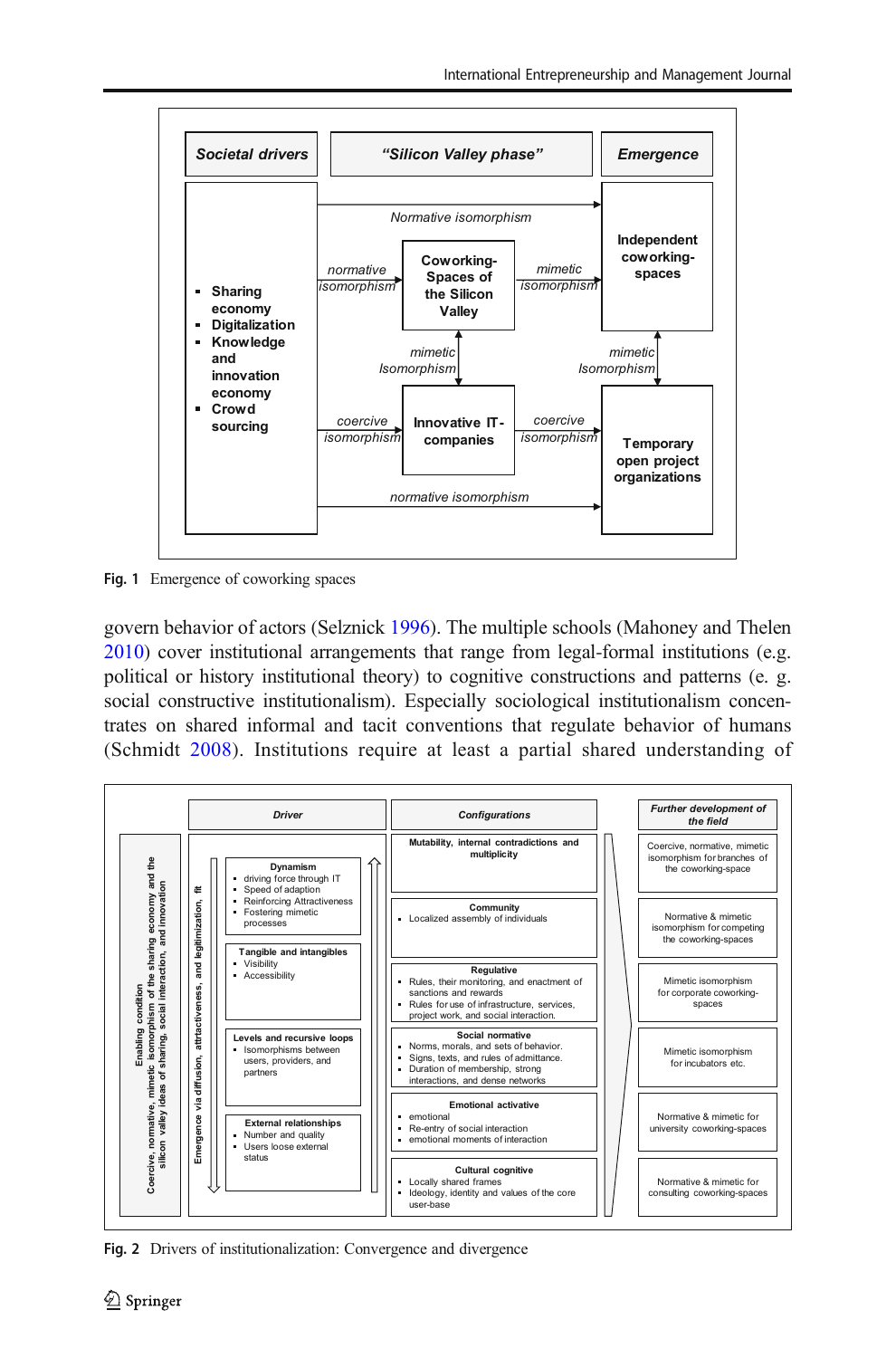| Societal drivers | "Silicon Valley phase" | | | Emergence |
|---|---|---|---|---|
| ▪ Sharing economy ▪ Digitalization ▪ Knowledge and innovation economy ▪ Crowd sourcing | Normative isomorphism → Independent coworking-spaces | | | |
| | normative isomorphism → | Coworking-Spaces of the Silicon Valley | mimetic isomorphism → | Independent coworking-spaces |
| | | mimetic Isomorphism ↕ | | mimetic Isomorphism ↕ |
| | coercive isomorphism → | Innovative IT-companies | coercive isomorphism → | Temporary open project organizations |
| | normative isomorphism → Temporary open project organizations | | | |

Fig. 1 Emergence of coworking spaces

govern behavior of actors (Selznick 1996). The multiple schools (Mahoney and Thelen 2010) cover institutional arrangements that range from legal-formal institutions (e.g. political or history institutional theory) to cognitive constructions and patterns (e. g. social constructive institutionalism). Especially sociological institutionalism concentrates on shared informal and tacit conventions that regulate behavior of humans (Schmidt 2008). Institutions require at least a partial shared understanding of

Enabling condition: Coercive, normative, mimetic isomorphism of the sharing economy and the silicon valley ideas of sharing, social interaction, and innovation

Emergence via diffusion, attractiveness, and legitimization, fit

| Driver | Configurations | Further development of the field |
|---|---|---|
| **Dynamism** ▪ driving force through IT ▪ Speed of adaption ▪ Reinforcing Attractiveness ▪ Fostering mimetic processes | **Mutability, internal contradictions and multiplicity** | Coercive, normative, mimetic isomorphism for branches of the coworking-space |
| | **Community** ▪ Localized assembly of individuals | Normative & mimetic isomorphism for competing the coworking-spaces |
| **Tangible and intangibles** ▪ Visibility ▪ Accessibility | **Regulative** ▪ Rules, their monitoring, and enactment of sanctions and rewards ▪ Rules for use of infrastructure, services, project work, and social interaction. | Mimetic isomorphism for corporate coworking-spaces |
| **Levels and recursive loops** ▪ Isomorphisms between users, providers, and partners | **Social normative** ▪ Norms, morals, and sets of behavior. ▪ Signs, texts, and rules of admittance. ▪ Duration of membership, strong interactions, and dense networks | Mimetic isomorphism for incubators etc. |
| | **Emotional activative** ▪ emotional ▪ Re-entry of social interaction ▪ emotional moments of interaction | Normative & mimetic for university coworking-spaces |
| **External relationships** ▪ Number and quality ▪ Users loose external status | **Cultural cognitive** ▪ Locally shared frames ▪ Ideology, identity and values of the core user-base | Normative & mimetic for consulting coworking-spaces |

Fig. 2 Drivers of institutionalization: Convergence and divergence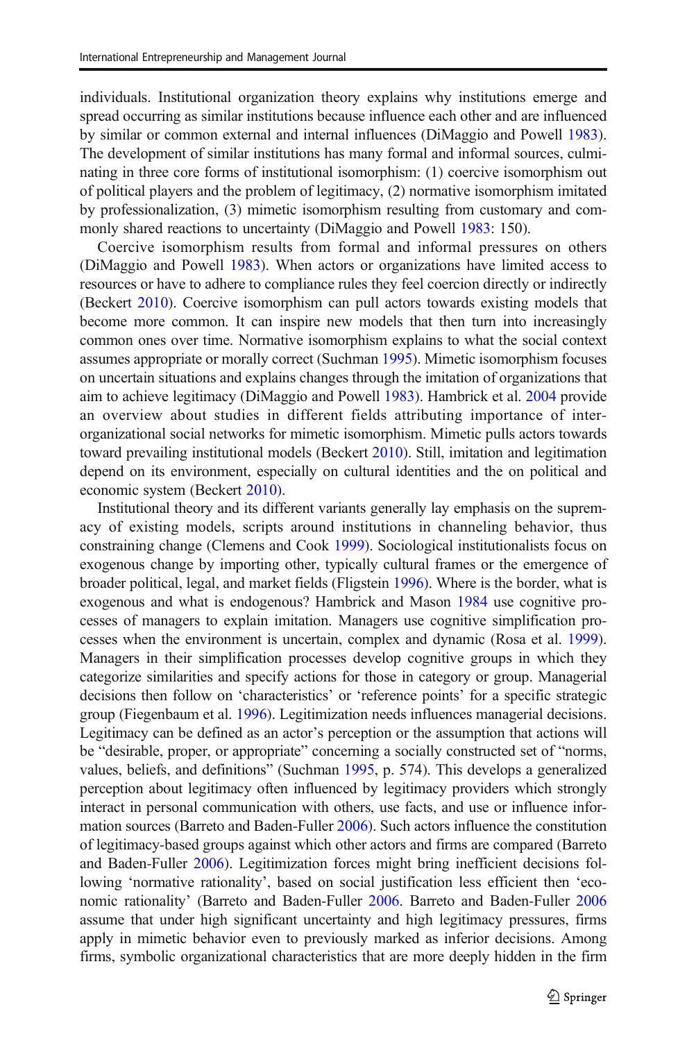individuals. Institutional organization theory explains why institutions emerge and spread occurring as similar institutions because influence each other and are influenced by similar or common external and internal influences (DiMaggio and Powell 1983). The development of similar institutions has many formal and informal sources, culminating in three core forms of institutional isomorphism: (1) coercive isomorphism out of political players and the problem of legitimacy, (2) normative isomorphism imitated by professionalization, (3) mimetic isomorphism resulting from customary and commonly shared reactions to uncertainty (DiMaggio and Powell 1983: 150).

Coercive isomorphism results from formal and informal pressures on others (DiMaggio and Powell 1983). When actors or organizations have limited access to resources or have to adhere to compliance rules they feel coercion directly or indirectly (Beckert 2010). Coercive isomorphism can pull actors towards existing models that become more common. It can inspire new models that then turn into increasingly common ones over time. Normative isomorphism explains to what the social context assumes appropriate or morally correct (Suchman 1995). Mimetic isomorphism focuses on uncertain situations and explains changes through the imitation of organizations that aim to achieve legitimacy (DiMaggio and Powell 1983). Hambrick et al. 2004 provide an overview about studies in different fields attributing importance of inter-organizational social networks for mimetic isomorphism. Mimetic pulls actors towards toward prevailing institutional models (Beckert 2010). Still, imitation and legitimation depend on its environment, especially on cultural identities and the on political and economic system (Beckert 2010).

Institutional theory and its different variants generally lay emphasis on the supremacy of existing models, scripts around institutions in channeling behavior, thus constraining change (Clemens and Cook 1999). Sociological institutionalists focus on exogenous change by importing other, typically cultural frames or the emergence of broader political, legal, and market fields (Fligstein 1996). Where is the border, what is exogenous and what is endogenous? Hambrick and Mason 1984 use cognitive processes of managers to explain imitation. Managers use cognitive simplification processes when the environment is uncertain, complex and dynamic (Rosa et al. 1999). Managers in their simplification processes develop cognitive groups in which they categorize similarities and specify actions for those in category or group. Managerial decisions then follow on 'characteristics' or 'reference points' for a specific strategic group (Fiegenbaum et al. 1996). Legitimization needs influences managerial decisions. Legitimacy can be defined as an actor's perception or the assumption that actions will be "desirable, proper, or appropriate" concerning a socially constructed set of "norms, values, beliefs, and definitions" (Suchman 1995, p. 574). This develops a generalized perception about legitimacy often influenced by legitimacy providers which strongly interact in personal communication with others, use facts, and use or influence information sources (Barreto and Baden-Fuller 2006). Such actors influence the constitution of legitimacy-based groups against which other actors and firms are compared (Barreto and Baden-Fuller 2006). Legitimization forces might bring inefficient decisions following 'normative rationality', based on social justification less efficient then 'economic rationality' (Barreto and Baden-Fuller 2006. Barreto and Baden-Fuller 2006 assume that under high significant uncertainty and high legitimacy pressures, firms apply in mimetic behavior even to previously marked as inferior decisions. Among firms, symbolic organizational characteristics that are more deeply hidden in the firm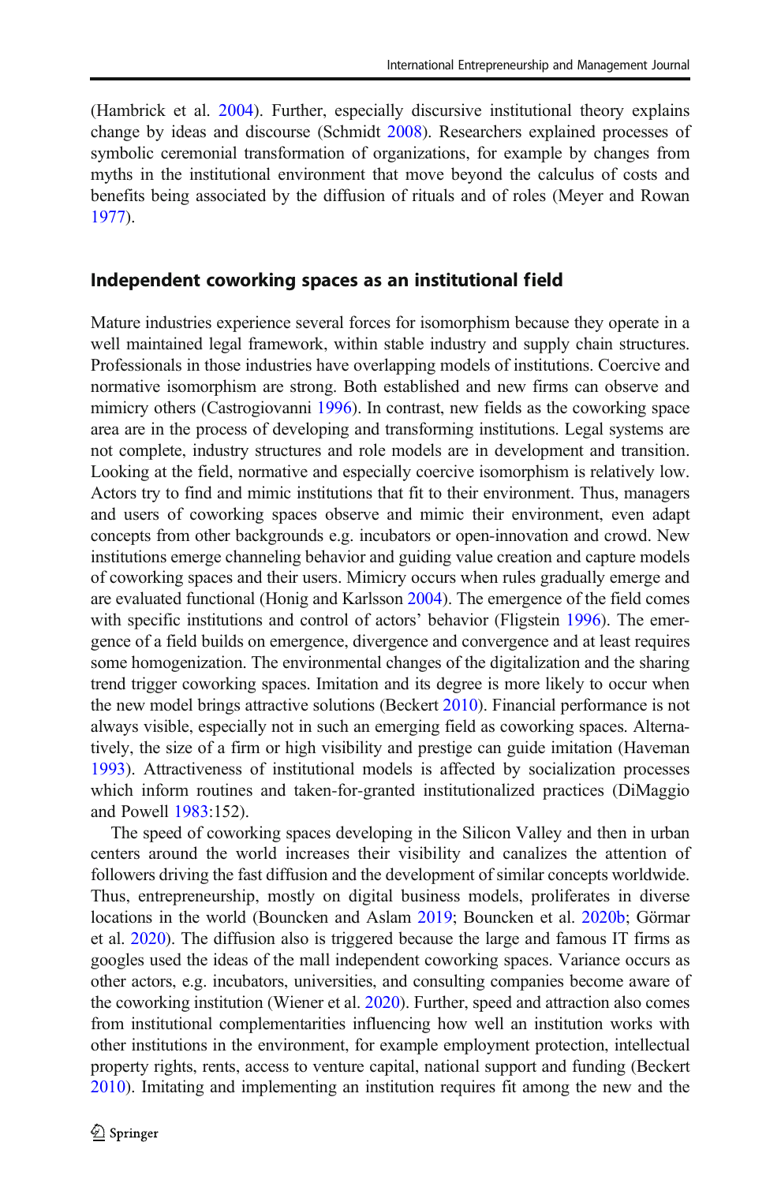(Hambrick et al. 2004). Further, especially discursive institutional theory explains change by ideas and discourse (Schmidt 2008). Researchers explained processes of symbolic ceremonial transformation of organizations, for example by changes from myths in the institutional environment that move beyond the calculus of costs and benefits being associated by the diffusion of rituals and of roles (Meyer and Rowan 1977).

## Independent coworking spaces as an institutional field

Mature industries experience several forces for isomorphism because they operate in a well maintained legal framework, within stable industry and supply chain structures. Professionals in those industries have overlapping models of institutions. Coercive and normative isomorphism are strong. Both established and new firms can observe and mimicry others (Castrogiovanni 1996). In contrast, new fields as the coworking space area are in the process of developing and transforming institutions. Legal systems are not complete, industry structures and role models are in development and transition. Looking at the field, normative and especially coercive isomorphism is relatively low. Actors try to find and mimic institutions that fit to their environment. Thus, managers and users of coworking spaces observe and mimic their environment, even adapt concepts from other backgrounds e.g. incubators or open-innovation and crowd. New institutions emerge channeling behavior and guiding value creation and capture models of coworking spaces and their users. Mimicry occurs when rules gradually emerge and are evaluated functional (Honig and Karlsson 2004). The emergence of the field comes with specific institutions and control of actors' behavior (Fligstein 1996). The emergence of a field builds on emergence, divergence and convergence and at least requires some homogenization. The environmental changes of the digitalization and the sharing trend trigger coworking spaces. Imitation and its degree is more likely to occur when the new model brings attractive solutions (Beckert 2010). Financial performance is not always visible, especially not in such an emerging field as coworking spaces. Alternatively, the size of a firm or high visibility and prestige can guide imitation (Haveman 1993). Attractiveness of institutional models is affected by socialization processes which inform routines and taken-for-granted institutionalized practices (DiMaggio and Powell 1983:152).

The speed of coworking spaces developing in the Silicon Valley and then in urban centers around the world increases their visibility and canalizes the attention of followers driving the fast diffusion and the development of similar concepts worldwide. Thus, entrepreneurship, mostly on digital business models, proliferates in diverse locations in the world (Bouncken and Aslam 2019; Bouncken et al. 2020b; Görmar et al. 2020). The diffusion also is triggered because the large and famous IT firms as googles used the ideas of the mall independent coworking spaces. Variance occurs as other actors, e.g. incubators, universities, and consulting companies become aware of the coworking institution (Wiener et al. 2020). Further, speed and attraction also comes from institutional complementarities influencing how well an institution works with other institutions in the environment, for example employment protection, intellectual property rights, rents, access to venture capital, national support and funding (Beckert 2010). Imitating and implementing an institution requires fit among the new and the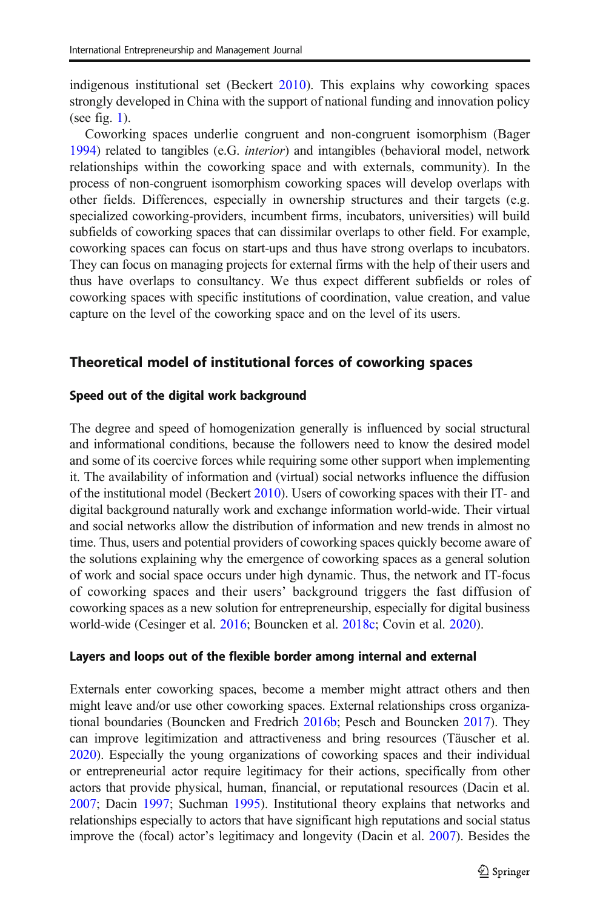indigenous institutional set (Beckert 2010). This explains why coworking spaces strongly developed in China with the support of national funding and innovation policy (see fig. 1).

Coworking spaces underlie congruent and non-congruent isomorphism (Bager 1994) related to tangibles (e.G. *interior*) and intangibles (behavioral model, network relationships within the coworking space and with externals, community). In the process of non-congruent isomorphism coworking spaces will develop overlaps with other fields. Differences, especially in ownership structures and their targets (e.g. specialized coworking-providers, incumbent firms, incubators, universities) will build subfields of coworking spaces that can dissimilar overlaps to other field. For example, coworking spaces can focus on start-ups and thus have strong overlaps to incubators. They can focus on managing projects for external firms with the help of their users and thus have overlaps to consultancy. We thus expect different subfields or roles of coworking spaces with specific institutions of coordination, value creation, and value capture on the level of the coworking space and on the level of its users.

## Theoretical model of institutional forces of coworking spaces

### Speed out of the digital work background

The degree and speed of homogenization generally is influenced by social structural and informational conditions, because the followers need to know the desired model and some of its coercive forces while requiring some other support when implementing it. The availability of information and (virtual) social networks influence the diffusion of the institutional model (Beckert 2010). Users of coworking spaces with their IT- and digital background naturally work and exchange information world-wide. Their virtual and social networks allow the distribution of information and new trends in almost no time. Thus, users and potential providers of coworking spaces quickly become aware of the solutions explaining why the emergence of coworking spaces as a general solution of work and social space occurs under high dynamic. Thus, the network and IT-focus of coworking spaces and their users' background triggers the fast diffusion of coworking spaces as a new solution for entrepreneurship, especially for digital business world-wide (Cesinger et al. 2016; Bouncken et al. 2018c; Covin et al. 2020).

### Layers and loops out of the flexible border among internal and external

Externals enter coworking spaces, become a member might attract others and then might leave and/or use other coworking spaces. External relationships cross organizational boundaries (Bouncken and Fredrich 2016b; Pesch and Bouncken 2017). They can improve legitimization and attractiveness and bring resources (Täuscher et al. 2020). Especially the young organizations of coworking spaces and their individual or entrepreneurial actor require legitimacy for their actions, specifically from other actors that provide physical, human, financial, or reputational resources (Dacin et al. 2007; Dacin 1997; Suchman 1995). Institutional theory explains that networks and relationships especially to actors that have significant high reputations and social status improve the (focal) actor's legitimacy and longevity (Dacin et al. 2007). Besides the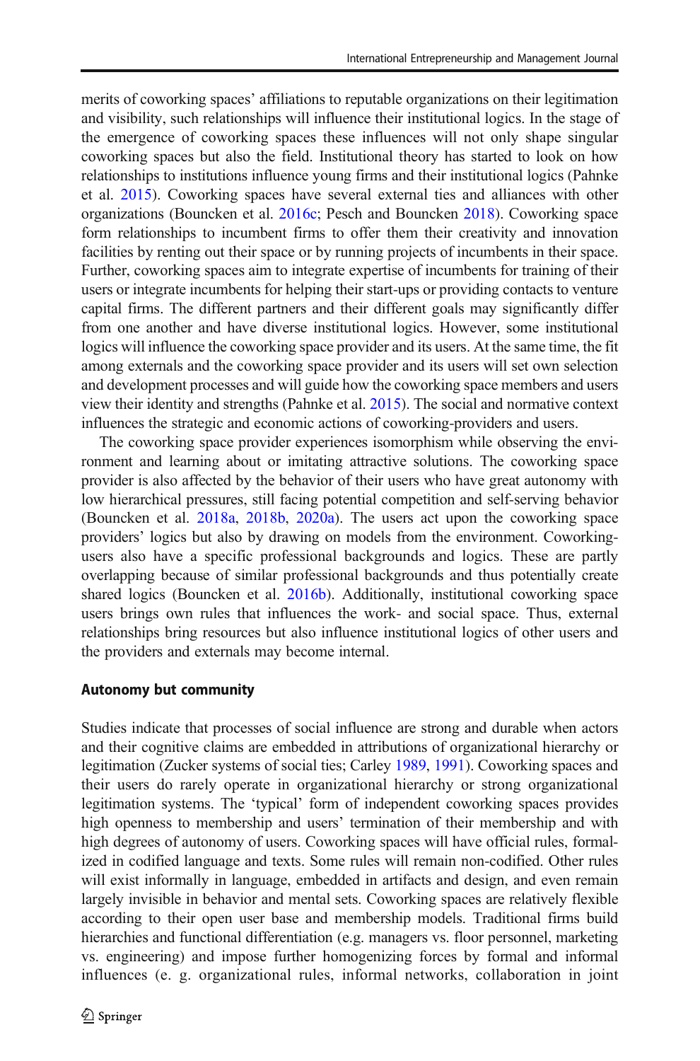merits of coworking spaces' affiliations to reputable organizations on their legitimation and visibility, such relationships will influence their institutional logics. In the stage of the emergence of coworking spaces these influences will not only shape singular coworking spaces but also the field. Institutional theory has started to look on how relationships to institutions influence young firms and their institutional logics (Pahnke et al. 2015). Coworking spaces have several external ties and alliances with other organizations (Bouncken et al. 2016c; Pesch and Bouncken 2018). Coworking space form relationships to incumbent firms to offer them their creativity and innovation facilities by renting out their space or by running projects of incumbents in their space. Further, coworking spaces aim to integrate expertise of incumbents for training of their users or integrate incumbents for helping their start-ups or providing contacts to venture capital firms. The different partners and their different goals may significantly differ from one another and have diverse institutional logics. However, some institutional logics will influence the coworking space provider and its users. At the same time, the fit among externals and the coworking space provider and its users will set own selection and development processes and will guide how the coworking space members and users view their identity and strengths (Pahnke et al. 2015). The social and normative context influences the strategic and economic actions of coworking-providers and users.

The coworking space provider experiences isomorphism while observing the environment and learning about or imitating attractive solutions. The coworking space provider is also affected by the behavior of their users who have great autonomy with low hierarchical pressures, still facing potential competition and self-serving behavior (Bouncken et al. 2018a, 2018b, 2020a). The users act upon the coworking space providers' logics but also by drawing on models from the environment. Coworking-users also have a specific professional backgrounds and logics. These are partly overlapping because of similar professional backgrounds and thus potentially create shared logics (Bouncken et al. 2016b). Additionally, institutional coworking space users brings own rules that influences the work- and social space. Thus, external relationships bring resources but also influence institutional logics of other users and the providers and externals may become internal.

### Autonomy but community

Studies indicate that processes of social influence are strong and durable when actors and their cognitive claims are embedded in attributions of organizational hierarchy or legitimation (Zucker systems of social ties; Carley 1989, 1991). Coworking spaces and their users do rarely operate in organizational hierarchy or strong organizational legitimation systems. The 'typical' form of independent coworking spaces provides high openness to membership and users' termination of their membership and with high degrees of autonomy of users. Coworking spaces will have official rules, formalized in codified language and texts. Some rules will remain non-codified. Other rules will exist informally in language, embedded in artifacts and design, and even remain largely invisible in behavior and mental sets. Coworking spaces are relatively flexible according to their open user base and membership models. Traditional firms build hierarchies and functional differentiation (e.g. managers vs. floor personnel, marketing vs. engineering) and impose further homogenizing forces by formal and informal influences (e. g. organizational rules, informal networks, collaboration in joint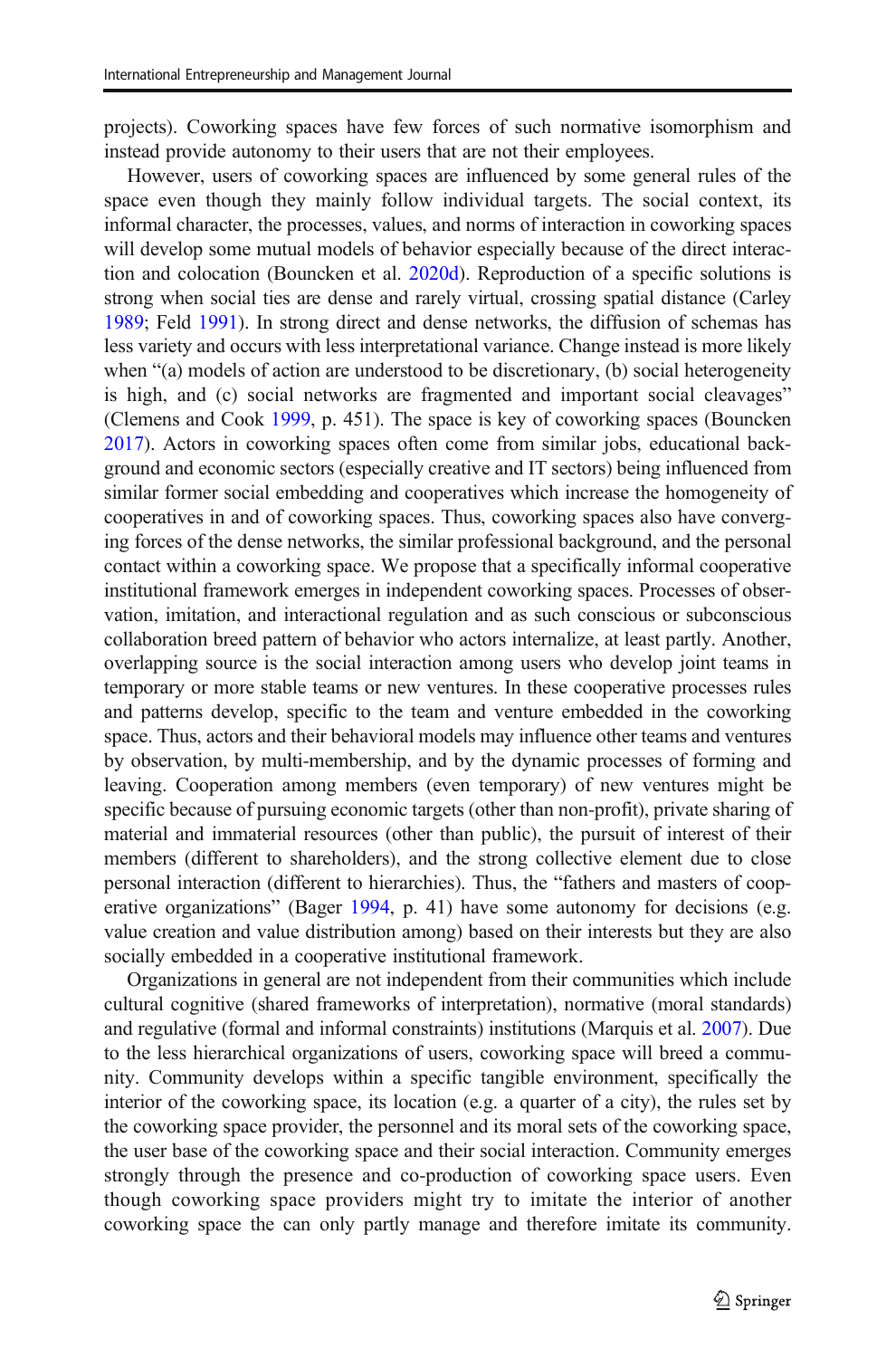projects). Coworking spaces have few forces of such normative isomorphism and instead provide autonomy to their users that are not their employees.

However, users of coworking spaces are influenced by some general rules of the space even though they mainly follow individual targets. The social context, its informal character, the processes, values, and norms of interaction in coworking spaces will develop some mutual models of behavior especially because of the direct interaction and colocation (Bouncken et al. 2020d). Reproduction of a specific solutions is strong when social ties are dense and rarely virtual, crossing spatial distance (Carley 1989; Feld 1991). In strong direct and dense networks, the diffusion of schemas has less variety and occurs with less interpretational variance. Change instead is more likely when "(a) models of action are understood to be discretionary, (b) social heterogeneity is high, and (c) social networks are fragmented and important social cleavages" (Clemens and Cook 1999, p. 451). The space is key of coworking spaces (Bouncken 2017). Actors in coworking spaces often come from similar jobs, educational background and economic sectors (especially creative and IT sectors) being influenced from similar former social embedding and cooperatives which increase the homogeneity of cooperatives in and of coworking spaces. Thus, coworking spaces also have converging forces of the dense networks, the similar professional background, and the personal contact within a coworking space. We propose that a specifically informal cooperative institutional framework emerges in independent coworking spaces. Processes of observation, imitation, and interactional regulation and as such conscious or subconscious collaboration breed pattern of behavior who actors internalize, at least partly. Another, overlapping source is the social interaction among users who develop joint teams in temporary or more stable teams or new ventures. In these cooperative processes rules and patterns develop, specific to the team and venture embedded in the coworking space. Thus, actors and their behavioral models may influence other teams and ventures by observation, by multi-membership, and by the dynamic processes of forming and leaving. Cooperation among members (even temporary) of new ventures might be specific because of pursuing economic targets (other than non-profit), private sharing of material and immaterial resources (other than public), the pursuit of interest of their members (different to shareholders), and the strong collective element due to close personal interaction (different to hierarchies). Thus, the "fathers and masters of cooperative organizations" (Bager 1994, p. 41) have some autonomy for decisions (e.g. value creation and value distribution among) based on their interests but they are also socially embedded in a cooperative institutional framework.

Organizations in general are not independent from their communities which include cultural cognitive (shared frameworks of interpretation), normative (moral standards) and regulative (formal and informal constraints) institutions (Marquis et al. 2007). Due to the less hierarchical organizations of users, coworking space will breed a community. Community develops within a specific tangible environment, specifically the interior of the coworking space, its location (e.g. a quarter of a city), the rules set by the coworking space provider, the personnel and its moral sets of the coworking space, the user base of the coworking space and their social interaction. Community emerges strongly through the presence and co-production of coworking space users. Even though coworking space providers might try to imitate the interior of another coworking space the can only partly manage and therefore imitate its community.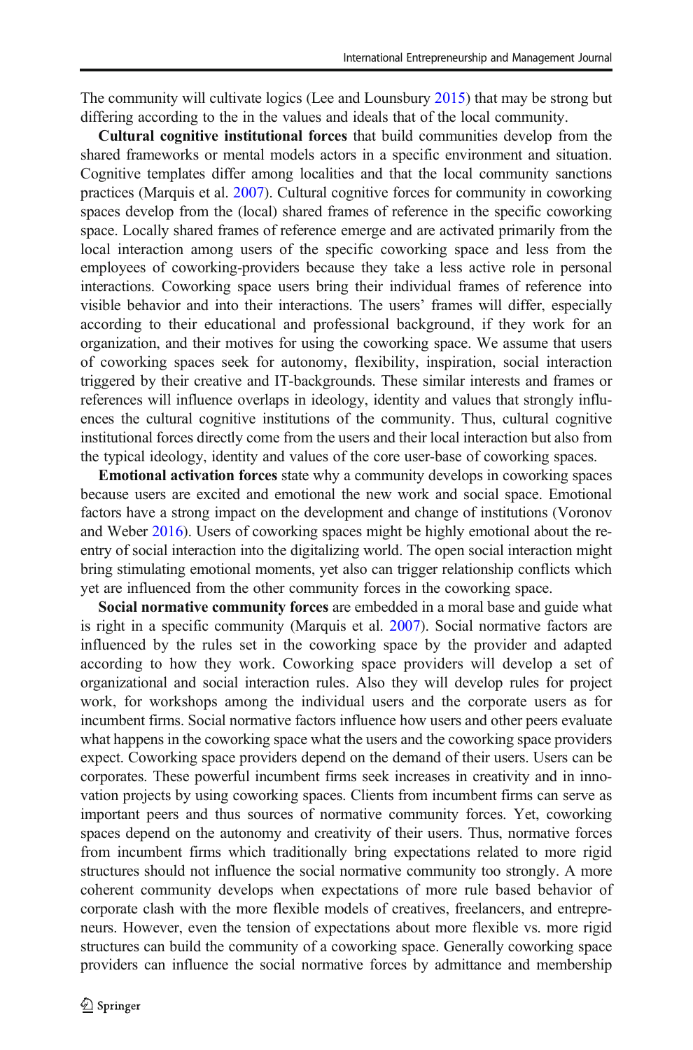The community will cultivate logics (Lee and Lounsbury 2015) that may be strong but differing according to the in the values and ideals that of the local community.

**Cultural cognitive institutional forces** that build communities develop from the shared frameworks or mental models actors in a specific environment and situation. Cognitive templates differ among localities and that the local community sanctions practices (Marquis et al. 2007). Cultural cognitive forces for community in coworking spaces develop from the (local) shared frames of reference in the specific coworking space. Locally shared frames of reference emerge and are activated primarily from the local interaction among users of the specific coworking space and less from the employees of coworking-providers because they take a less active role in personal interactions. Coworking space users bring their individual frames of reference into visible behavior and into their interactions. The users' frames will differ, especially according to their educational and professional background, if they work for an organization, and their motives for using the coworking space. We assume that users of coworking spaces seek for autonomy, flexibility, inspiration, social interaction triggered by their creative and IT-backgrounds. These similar interests and frames or references will influence overlaps in ideology, identity and values that strongly influences the cultural cognitive institutions of the community. Thus, cultural cognitive institutional forces directly come from the users and their local interaction but also from the typical ideology, identity and values of the core user-base of coworking spaces.

**Emotional activation forces** state why a community develops in coworking spaces because users are excited and emotional the new work and social space. Emotional factors have a strong impact on the development and change of institutions (Voronov and Weber 2016). Users of coworking spaces might be highly emotional about the re-entry of social interaction into the digitalizing world. The open social interaction might bring stimulating emotional moments, yet also can trigger relationship conflicts which yet are influenced from the other community forces in the coworking space.

**Social normative community forces** are embedded in a moral base and guide what is right in a specific community (Marquis et al. 2007). Social normative factors are influenced by the rules set in the coworking space by the provider and adapted according to how they work. Coworking space providers will develop a set of organizational and social interaction rules. Also they will develop rules for project work, for workshops among the individual users and the corporate users as for incumbent firms. Social normative factors influence how users and other peers evaluate what happens in the coworking space what the users and the coworking space providers expect. Coworking space providers depend on the demand of their users. Users can be corporates. These powerful incumbent firms seek increases in creativity and in innovation projects by using coworking spaces. Clients from incumbent firms can serve as important peers and thus sources of normative community forces. Yet, coworking spaces depend on the autonomy and creativity of their users. Thus, normative forces from incumbent firms which traditionally bring expectations related to more rigid structures should not influence the social normative community too strongly. A more coherent community develops when expectations of more rule based behavior of corporate clash with the more flexible models of creatives, freelancers, and entrepreneurs. However, even the tension of expectations about more flexible vs. more rigid structures can build the community of a coworking space. Generally coworking space providers can influence the social normative forces by admittance and membership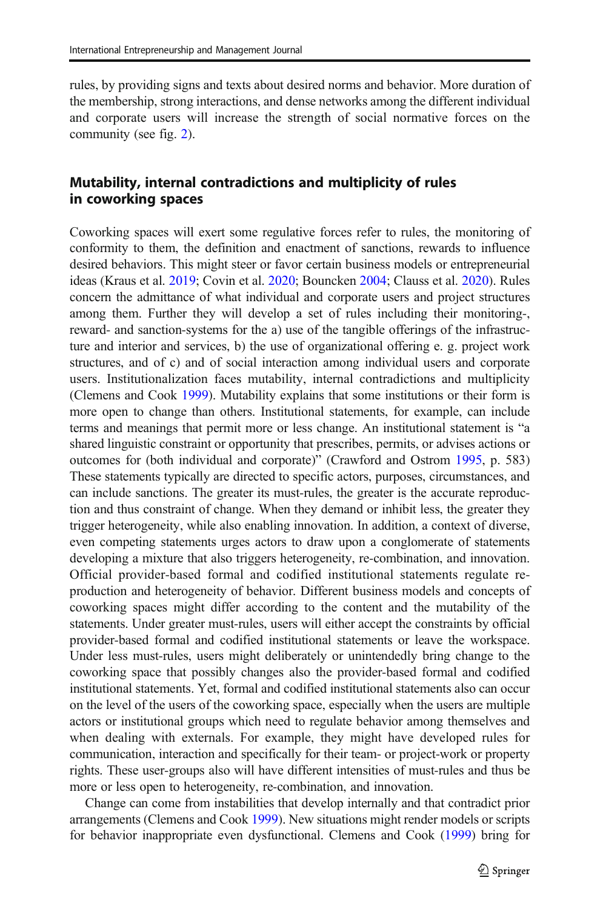rules, by providing signs and texts about desired norms and behavior. More duration of the membership, strong interactions, and dense networks among the different individual and corporate users will increase the strength of social normative forces on the community (see fig. 2).

## Mutability, internal contradictions and multiplicity of rules in coworking spaces

Coworking spaces will exert some regulative forces refer to rules, the monitoring of conformity to them, the definition and enactment of sanctions, rewards to influence desired behaviors. This might steer or favor certain business models or entrepreneurial ideas (Kraus et al. 2019; Covin et al. 2020; Bouncken 2004; Clauss et al. 2020). Rules concern the admittance of what individual and corporate users and project structures among them. Further they will develop a set of rules including their monitoring-, reward- and sanction-systems for the a) use of the tangible offerings of the infrastructure and interior and services, b) the use of organizational offering e. g. project work structures, and of c) and of social interaction among individual users and corporate users. Institutionalization faces mutability, internal contradictions and multiplicity (Clemens and Cook 1999). Mutability explains that some institutions or their form is more open to change than others. Institutional statements, for example, can include terms and meanings that permit more or less change. An institutional statement is "a shared linguistic constraint or opportunity that prescribes, permits, or advises actions or outcomes for (both individual and corporate)" (Crawford and Ostrom 1995, p. 583) These statements typically are directed to specific actors, purposes, circumstances, and can include sanctions. The greater its must-rules, the greater is the accurate reproduction and thus constraint of change. When they demand or inhibit less, the greater they trigger heterogeneity, while also enabling innovation. In addition, a context of diverse, even competing statements urges actors to draw upon a conglomerate of statements developing a mixture that also triggers heterogeneity, re-combination, and innovation. Official provider-based formal and codified institutional statements regulate reproduction and heterogeneity of behavior. Different business models and concepts of coworking spaces might differ according to the content and the mutability of the statements. Under greater must-rules, users will either accept the constraints by official provider-based formal and codified institutional statements or leave the workspace. Under less must-rules, users might deliberately or unintendedly bring change to the coworking space that possibly changes also the provider-based formal and codified institutional statements. Yet, formal and codified institutional statements also can occur on the level of the users of the coworking space, especially when the users are multiple actors or institutional groups which need to regulate behavior among themselves and when dealing with externals. For example, they might have developed rules for communication, interaction and specifically for their team- or project-work or property rights. These user-groups also will have different intensities of must-rules and thus be more or less open to heterogeneity, re-combination, and innovation.

Change can come from instabilities that develop internally and that contradict prior arrangements (Clemens and Cook 1999). New situations might render models or scripts for behavior inappropriate even dysfunctional. Clemens and Cook (1999) bring for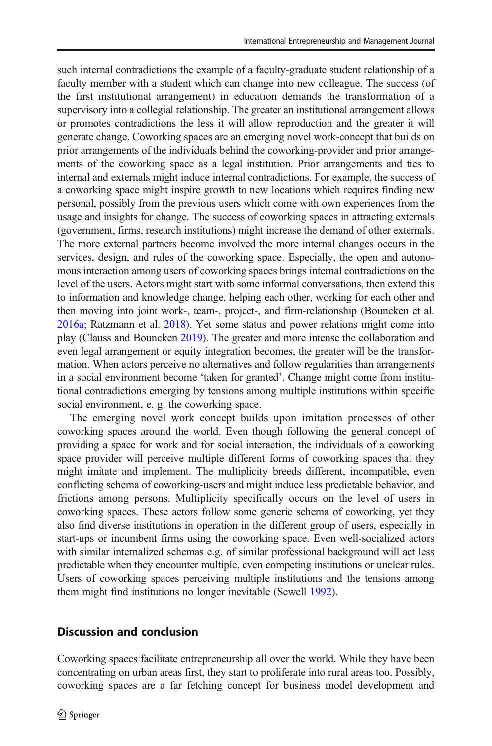such internal contradictions the example of a faculty-graduate student relationship of a faculty member with a student which can change into new colleague. The success (of the first institutional arrangement) in education demands the transformation of a supervisory into a collegial relationship. The greater an institutional arrangement allows or promotes contradictions the less it will allow reproduction and the greater it will generate change. Coworking spaces are an emerging novel work-concept that builds on prior arrangements of the individuals behind the coworking-provider and prior arrangements of the coworking space as a legal institution. Prior arrangements and ties to internal and externals might induce internal contradictions. For example, the success of a coworking space might inspire growth to new locations which requires finding new personal, possibly from the previous users which come with own experiences from the usage and insights for change. The success of coworking spaces in attracting externals (government, firms, research institutions) might increase the demand of other externals. The more external partners become involved the more internal changes occurs in the services, design, and rules of the coworking space. Especially, the open and autonomous interaction among users of coworking spaces brings internal contradictions on the level of the users. Actors might start with some informal conversations, then extend this to information and knowledge change, helping each other, working for each other and then moving into joint work-, team-, project-, and firm-relationship (Bouncken et al. 2016a; Ratzmann et al. 2018). Yet some status and power relations might come into play (Clauss and Bouncken 2019). The greater and more intense the collaboration and even legal arrangement or equity integration becomes, the greater will be the transformation. When actors perceive no alternatives and follow regularities than arrangements in a social environment become 'taken for granted'. Change might come from institutional contradictions emerging by tensions among multiple institutions within specific social environment, e. g. the coworking space.

The emerging novel work concept builds upon imitation processes of other coworking spaces around the world. Even though following the general concept of providing a space for work and for social interaction, the individuals of a coworking space provider will perceive multiple different forms of coworking spaces that they might imitate and implement. The multiplicity breeds different, incompatible, even conflicting schema of coworking-users and might induce less predictable behavior, and frictions among persons. Multiplicity specifically occurs on the level of users in coworking spaces. These actors follow some generic schema of coworking, yet they also find diverse institutions in operation in the different group of users, especially in start-ups or incumbent firms using the coworking space. Even well-socialized actors with similar internalized schemas e.g. of similar professional background will act less predictable when they encounter multiple, even competing institutions or unclear rules. Users of coworking spaces perceiving multiple institutions and the tensions among them might find institutions no longer inevitable (Sewell 1992).

## Discussion and conclusion

Coworking spaces facilitate entrepreneurship all over the world. While they have been concentrating on urban areas first, they start to proliferate into rural areas too. Possibly, coworking spaces are a far fetching concept for business model development and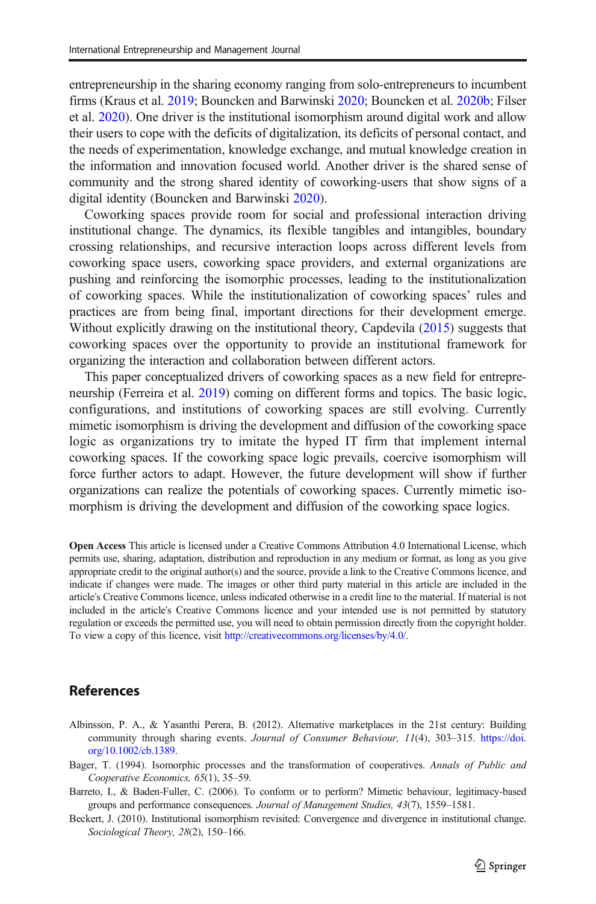entrepreneurship in the sharing economy ranging from solo-entrepreneurs to incumbent firms (Kraus et al. 2019; Bouncken and Barwinski 2020; Bouncken et al. 2020b; Filser et al. 2020). One driver is the institutional isomorphism around digital work and allow their users to cope with the deficits of digitalization, its deficits of personal contact, and the needs of experimentation, knowledge exchange, and mutual knowledge creation in the information and innovation focused world. Another driver is the shared sense of community and the strong shared identity of coworking-users that show signs of a digital identity (Bouncken and Barwinski 2020).

Coworking spaces provide room for social and professional interaction driving institutional change. The dynamics, its flexible tangibles and intangibles, boundary crossing relationships, and recursive interaction loops across different levels from coworking space users, coworking space providers, and external organizations are pushing and reinforcing the isomorphic processes, leading to the institutionalization of coworking spaces. While the institutionalization of coworking spaces' rules and practices are from being final, important directions for their development emerge. Without explicitly drawing on the institutional theory, Capdevila (2015) suggests that coworking spaces over the opportunity to provide an institutional framework for organizing the interaction and collaboration between different actors.

This paper conceptualized drivers of coworking spaces as a new field for entrepreneurship (Ferreira et al. 2019) coming on different forms and topics. The basic logic, configurations, and institutions of coworking spaces are still evolving. Currently mimetic isomorphism is driving the development and diffusion of the coworking space logic as organizations try to imitate the hyped IT firm that implement internal coworking spaces. If the coworking space logic prevails, coercive isomorphism will force further actors to adapt. However, the future development will show if further organizations can realize the potentials of coworking spaces. Currently mimetic isomorphism is driving the development and diffusion of the coworking space logics.

**Open Access** This article is licensed under a Creative Commons Attribution 4.0 International License, which permits use, sharing, adaptation, distribution and reproduction in any medium or format, as long as you give appropriate credit to the original author(s) and the source, provide a link to the Creative Commons licence, and indicate if changes were made. The images or other third party material in this article are included in the article's Creative Commons licence, unless indicated otherwise in a credit line to the material. If material is not included in the article's Creative Commons licence and your intended use is not permitted by statutory regulation or exceeds the permitted use, you will need to obtain permission directly from the copyright holder. To view a copy of this licence, visit http://creativecommons.org/licenses/by/4.0/.

## References

Albinsson, P. A., & Yasanthi Perera, B. (2012). Alternative marketplaces in the 21st century: Building community through sharing events. *Journal of Consumer Behaviour, 11*(4), 303–315. https://doi.org/10.1002/cb.1389.

Bager, T. (1994). Isomorphic processes and the transformation of cooperatives. *Annals of Public and Cooperative Economics, 65*(1), 35–59.

Barreto, I., & Baden-Fuller, C. (2006). To conform or to perform? Mimetic behaviour, legitimacy-based groups and performance consequences. *Journal of Management Studies, 43*(7), 1559–1581.

Beckert, J. (2010). Institutional isomorphism revisited: Convergence and divergence in institutional change. *Sociological Theory, 28*(2), 150–166.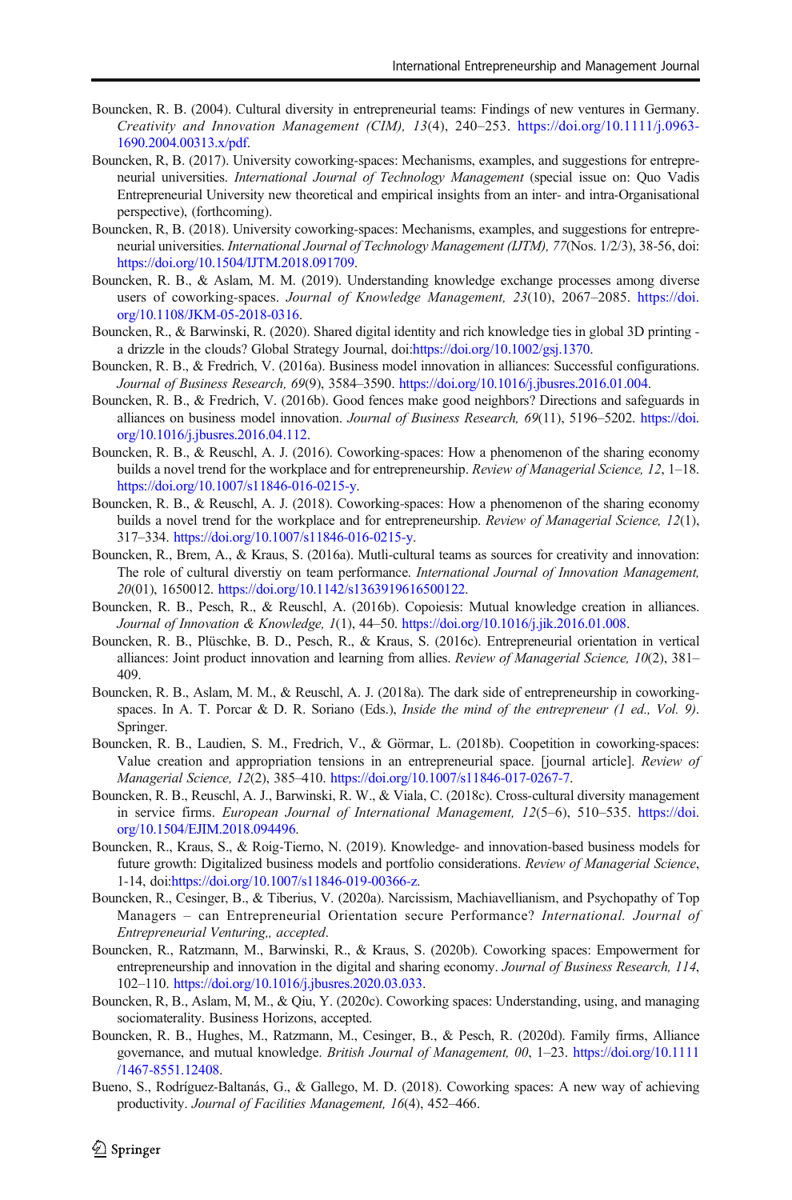Bouncken, R. B. (2004). Cultural diversity in entrepreneurial teams: Findings of new ventures in Germany. *Creativity and Innovation Management (CIM), 13*(4), 240–253. https://doi.org/10.1111/j.0963-1690.2004.00313.x/pdf.

Bouncken, R, B. (2017). University coworking-spaces: Mechanisms, examples, and suggestions for entrepreneurial universities. *International Journal of Technology Management* (special issue on: Quo Vadis Entrepreneurial University new theoretical and empirical insights from an inter- and intra-Organisational perspective), (forthcoming).

Bouncken, R, B. (2018). University coworking-spaces: Mechanisms, examples, and suggestions for entrepreneurial universities. *International Journal of Technology Management (IJTM), 77*(Nos. 1/2/3), 38-56, doi: https://doi.org/10.1504/IJTM.2018.091709.

Bouncken, R. B., & Aslam, M. M. (2019). Understanding knowledge exchange processes among diverse users of coworking-spaces. *Journal of Knowledge Management, 23*(10), 2067–2085. https://doi.org/10.1108/JKM-05-2018-0316.

Bouncken, R., & Barwinski, R. (2020). Shared digital identity and rich knowledge ties in global 3D printing - a drizzle in the clouds? Global Strategy Journal, doi:https://doi.org/10.1002/gsj.1370.

Bouncken, R. B., & Fredrich, V. (2016a). Business model innovation in alliances: Successful configurations. *Journal of Business Research, 69*(9), 3584–3590. https://doi.org/10.1016/j.jbusres.2016.01.004.

Bouncken, R. B., & Fredrich, V. (2016b). Good fences make good neighbors? Directions and safeguards in alliances on business model innovation. *Journal of Business Research, 69*(11), 5196–5202. https://doi.org/10.1016/j.jbusres.2016.04.112.

Bouncken, R. B., & Reuschl, A. J. (2016). Coworking-spaces: How a phenomenon of the sharing economy builds a novel trend for the workplace and for entrepreneurship. *Review of Managerial Science, 12*, 1–18. https://doi.org/10.1007/s11846-016-0215-y.

Bouncken, R. B., & Reuschl, A. J. (2018). Coworking-spaces: How a phenomenon of the sharing economy builds a novel trend for the workplace and for entrepreneurship. *Review of Managerial Science, 12*(1), 317–334. https://doi.org/10.1007/s11846-016-0215-y.

Bouncken, R., Brem, A., & Kraus, S. (2016a). Mutli-cultural teams as sources for creativity and innovation: The role of cultural diverstiy on team performance. *International Journal of Innovation Management, 20*(01), 1650012. https://doi.org/10.1142/s1363919616500122.

Bouncken, R. B., Pesch, R., & Reuschl, A. (2016b). Copoiesis: Mutual knowledge creation in alliances. *Journal of Innovation & Knowledge, 1*(1), 44–50. https://doi.org/10.1016/j.jik.2016.01.008.

Bouncken, R. B., Plüschke, B. D., Pesch, R., & Kraus, S. (2016c). Entrepreneurial orientation in vertical alliances: Joint product innovation and learning from allies. *Review of Managerial Science, 10*(2), 381–409.

Bouncken, R. B., Aslam, M. M., & Reuschl, A. J. (2018a). The dark side of entrepreneurship in coworking-spaces. In A. T. Porcar & D. R. Soriano (Eds.), *Inside the mind of the entrepreneur (1 ed., Vol. 9)*. Springer.

Bouncken, R. B., Laudien, S. M., Fredrich, V., & Görmar, L. (2018b). Coopetition in coworking-spaces: Value creation and appropriation tensions in an entrepreneurial space. [journal article]. *Review of Managerial Science, 12*(2), 385–410. https://doi.org/10.1007/s11846-017-0267-7.

Bouncken, R. B., Reuschl, A. J., Barwinski, R. W., & Viala, C. (2018c). Cross-cultural diversity management in service firms. *European Journal of International Management, 12*(5–6), 510–535. https://doi.org/10.1504/EJIM.2018.094496.

Bouncken, R., Kraus, S., & Roig-Tierno, N. (2019). Knowledge- and innovation-based business models for future growth: Digitalized business models and portfolio considerations. *Review of Managerial Science*, 1-14, doi:https://doi.org/10.1007/s11846-019-00366-z.

Bouncken, R., Cesinger, B., & Tiberius, V. (2020a). Narcissism, Machiavellianism, and Psychopathy of Top Managers – can Entrepreneurial Orientation secure Performance? *International. Journal of Entrepreneurial Venturing,, accepted.*

Bouncken, R., Ratzmann, M., Barwinski, R., & Kraus, S. (2020b). Coworking spaces: Empowerment for entrepreneurship and innovation in the digital and sharing economy. *Journal of Business Research, 114*, 102–110. https://doi.org/10.1016/j.jbusres.2020.03.033.

Bouncken, R, B., Aslam, M, M., & Qiu, Y. (2020c). Coworking spaces: Understanding, using, and managing sociomaterality. Business Horizons, accepted.

Bouncken, R. B., Hughes, M., Ratzmann, M., Cesinger, B., & Pesch, R. (2020d). Family firms, Alliance governance, and mutual knowledge. *British Journal of Management, 00*, 1–23. https://doi.org/10.1111/1467-8551.12408.

Bueno, S., Rodríguez-Baltanás, G., & Gallego, M. D. (2018). Coworking spaces: A new way of achieving productivity. *Journal of Facilities Management, 16*(4), 452–466.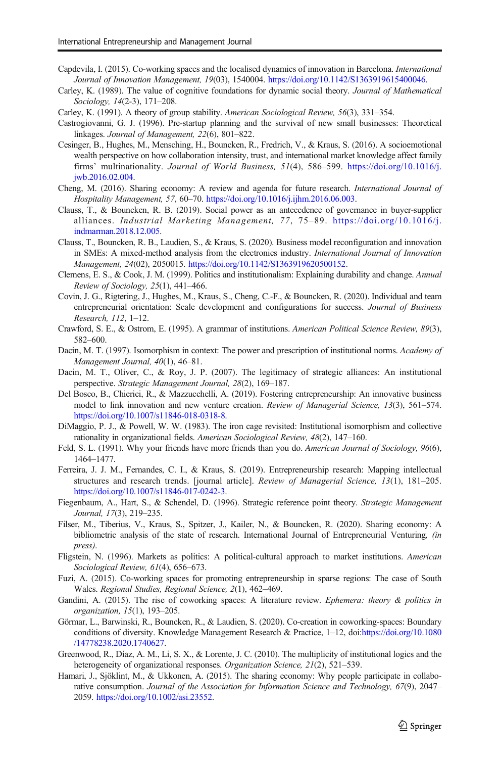Capdevila, I. (2015). Co-working spaces and the localised dynamics of innovation in Barcelona. *International Journal of Innovation Management, 19*(03), 1540004. https://doi.org/10.1142/S1363919615400046.

Carley, K. (1989). The value of cognitive foundations for dynamic social theory. *Journal of Mathematical Sociology, 14*(2-3), 171–208.

Carley, K. (1991). A theory of group stability. *American Sociological Review, 56*(3), 331–354.

Castrogiovanni, G. J. (1996). Pre-startup planning and the survival of new small businesses: Theoretical linkages. *Journal of Management, 22*(6), 801–822.

Cesinger, B., Hughes, M., Mensching, H., Bouncken, R., Fredrich, V., & Kraus, S. (2016). A socioemotional wealth perspective on how collaboration intensity, trust, and international market knowledge affect family firms' multinationality. *Journal of World Business, 51*(4), 586–599. https://doi.org/10.1016/j.jwb.2016.02.004.

Cheng, M. (2016). Sharing economy: A review and agenda for future research. *International Journal of Hospitality Management, 57*, 60–70. https://doi.org/10.1016/j.ijhm.2016.06.003.

Clauss, T., & Bouncken, R. B. (2019). Social power as an antecedence of governance in buyer-supplier alliances. *Industrial Marketing Management, 77*, 75–89. https://doi.org/10.1016/j.indmarman.2018.12.005.

Clauss, T., Bouncken, R. B., Laudien, S., & Kraus, S. (2020). Business model reconfiguration and innovation in SMEs: A mixed-method analysis from the electronics industry. *International Journal of Innovation Management, 24*(02), 2050015. https://doi.org/10.1142/S1363919620500152.

Clemens, E. S., & Cook, J. M. (1999). Politics and institutionalism: Explaining durability and change. *Annual Review of Sociology, 25*(1), 441–466.

Covin, J. G., Rigtering, J., Hughes, M., Kraus, S., Cheng, C.-F., & Bouncken, R. (2020). Individual and team entrepreneurial orientation: Scale development and configurations for success. *Journal of Business Research, 112*, 1–12.

Crawford, S. E., & Ostrom, E. (1995). A grammar of institutions. *American Political Science Review, 89*(3), 582–600.

Dacin, M. T. (1997). Isomorphism in context: The power and prescription of institutional norms. *Academy of Management Journal, 40*(1), 46–81.

Dacin, M. T., Oliver, C., & Roy, J. P. (2007). The legitimacy of strategic alliances: An institutional perspective. *Strategic Management Journal, 28*(2), 169–187.

Del Bosco, B., Chierici, R., & Mazzucchelli, A. (2019). Fostering entrepreneurship: An innovative business model to link innovation and new venture creation. *Review of Managerial Science, 13*(3), 561–574. https://doi.org/10.1007/s11846-018-0318-8.

DiMaggio, P. J., & Powell, W. W. (1983). The iron cage revisited: Institutional isomorphism and collective rationality in organizational fields. *American Sociological Review, 48*(2), 147–160.

Feld, S. L. (1991). Why your friends have more friends than you do. *American Journal of Sociology, 96*(6), 1464–1477.

Ferreira, J. J. M., Fernandes, C. I., & Kraus, S. (2019). Entrepreneurship research: Mapping intellectual structures and research trends. [journal article]. *Review of Managerial Science, 13*(1), 181–205. https://doi.org/10.1007/s11846-017-0242-3.

Fiegenbaum, A., Hart, S., & Schendel, D. (1996). Strategic reference point theory. *Strategic Management Journal, 17*(3), 219–235.

Filser, M., Tiberius, V., Kraus, S., Spitzer, J., Kailer, N., & Bouncken, R. (2020). Sharing economy: A bibliometric analysis of the state of research. International Journal of Entrepreneurial Venturing, *(in press)*.

Fligstein, N. (1996). Markets as politics: A political-cultural approach to market institutions. *American Sociological Review, 61*(4), 656–673.

Fuzi, A. (2015). Co-working spaces for promoting entrepreneurship in sparse regions: The case of South Wales. *Regional Studies, Regional Science, 2*(1), 462–469.

Gandini, A. (2015). The rise of coworking spaces: A literature review. *Ephemera: theory & politics in organization, 15*(1), 193–205.

Görmar, L., Barwinski, R., Bouncken, R., & Laudien, S. (2020). Co-creation in coworking-spaces: Boundary conditions of diversity. Knowledge Management Research & Practice, 1–12, doi:https://doi.org/10.1080/14778238.2020.1740627.

Greenwood, R., Díaz, A. M., Li, S. X., & Lorente, J. C. (2010). The multiplicity of institutional logics and the heterogeneity of organizational responses. *Organization Science, 21*(2), 521–539.

Hamari, J., Sjöklint, M., & Ukkonen, A. (2015). The sharing economy: Why people participate in collaborative consumption. *Journal of the Association for Information Science and Technology, 67*(9), 2047–2059. https://doi.org/10.1002/asi.23552.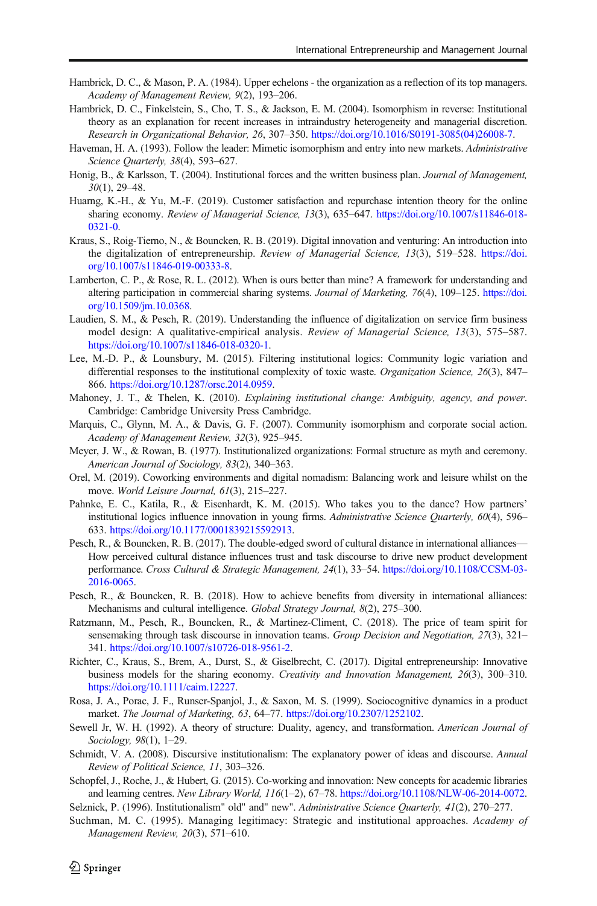Hambrick, D. C., & Mason, P. A. (1984). Upper echelons - the organization as a reflection of its top managers. *Academy of Management Review, 9*(2), 193–206.

Hambrick, D. C., Finkelstein, S., Cho, T. S., & Jackson, E. M. (2004). Isomorphism in reverse: Institutional theory as an explanation for recent increases in intraindustry heterogeneity and managerial discretion. *Research in Organizational Behavior, 26*, 307–350. https://doi.org/10.1016/S0191-3085(04)26008-7.

Haveman, H. A. (1993). Follow the leader: Mimetic isomorphism and entry into new markets. *Administrative Science Quarterly, 38*(4), 593–627.

Honig, B., & Karlsson, T. (2004). Institutional forces and the written business plan. *Journal of Management, 30*(1), 29–48.

Huarng, K.-H., & Yu, M.-F. (2019). Customer satisfaction and repurchase intention theory for the online sharing economy. *Review of Managerial Science, 13*(3), 635–647. https://doi.org/10.1007/s11846-018-0321-0.

Kraus, S., Roig-Tierno, N., & Bouncken, R. B. (2019). Digital innovation and venturing: An introduction into the digitalization of entrepreneurship. *Review of Managerial Science, 13*(3), 519–528. https://doi.org/10.1007/s11846-019-00333-8.

Lamberton, C. P., & Rose, R. L. (2012). When is ours better than mine? A framework for understanding and altering participation in commercial sharing systems. *Journal of Marketing, 76*(4), 109–125. https://doi.org/10.1509/jm.10.0368.

Laudien, S. M., & Pesch, R. (2019). Understanding the influence of digitalization on service firm business model design: A qualitative-empirical analysis. *Review of Managerial Science, 13*(3), 575–587. https://doi.org/10.1007/s11846-018-0320-1.

Lee, M.-D. P., & Lounsbury, M. (2015). Filtering institutional logics: Community logic variation and differential responses to the institutional complexity of toxic waste. *Organization Science, 26*(3), 847–866. https://doi.org/10.1287/orsc.2014.0959.

Mahoney, J. T., & Thelen, K. (2010). *Explaining institutional change: Ambiguity, agency, and power*. Cambridge: Cambridge University Press Cambridge.

Marquis, C., Glynn, M. A., & Davis, G. F. (2007). Community isomorphism and corporate social action. *Academy of Management Review, 32*(3), 925–945.

Meyer, J. W., & Rowan, B. (1977). Institutionalized organizations: Formal structure as myth and ceremony. *American Journal of Sociology, 83*(2), 340–363.

Orel, M. (2019). Coworking environments and digital nomadism: Balancing work and leisure whilst on the move. *World Leisure Journal, 61*(3), 215–227.

Pahnke, E. C., Katila, R., & Eisenhardt, K. M. (2015). Who takes you to the dance? How partners' institutional logics influence innovation in young firms. *Administrative Science Quarterly, 60*(4), 596–633. https://doi.org/10.1177/0001839215592913.

Pesch, R., & Bouncken, R. B. (2017). The double-edged sword of cultural distance in international alliances—How perceived cultural distance influences trust and task discourse to drive new product development performance. *Cross Cultural & Strategic Management, 24*(1), 33–54. https://doi.org/10.1108/CCSM-03-2016-0065.

Pesch, R., & Bouncken, R. B. (2018). How to achieve benefits from diversity in international alliances: Mechanisms and cultural intelligence. *Global Strategy Journal, 8*(2), 275–300.

Ratzmann, M., Pesch, R., Bouncken, R., & Martinez-Climent, C. (2018). The price of team spirit for sensemaking through task discourse in innovation teams. *Group Decision and Negotiation, 27*(3), 321–341. https://doi.org/10.1007/s10726-018-9561-2.

Richter, C., Kraus, S., Brem, A., Durst, S., & Giselbrecht, C. (2017). Digital entrepreneurship: Innovative business models for the sharing economy. *Creativity and Innovation Management, 26*(3), 300–310. https://doi.org/10.1111/caim.12227.

Rosa, J. A., Porac, J. F., Runser-Spanjol, J., & Saxon, M. S. (1999). Sociocognitive dynamics in a product market. *The Journal of Marketing, 63*, 64–77. https://doi.org/10.2307/1252102.

Sewell Jr, W. H. (1992). A theory of structure: Duality, agency, and transformation. *American Journal of Sociology, 98*(1), 1–29.

Schmidt, V. A. (2008). Discursive institutionalism: The explanatory power of ideas and discourse. *Annual Review of Political Science, 11*, 303–326.

Schopfel, J., Roche, J., & Hubert, G. (2015). Co-working and innovation: New concepts for academic libraries and learning centres. *New Library World, 116*(1–2), 67–78. https://doi.org/10.1108/NLW-06-2014-0072.

Selznick, P. (1996). Institutionalism" old" and" new". *Administrative Science Quarterly, 41*(2), 270–277.

Suchman, M. C. (1995). Managing legitimacy: Strategic and institutional approaches. *Academy of Management Review, 20*(3), 571–610.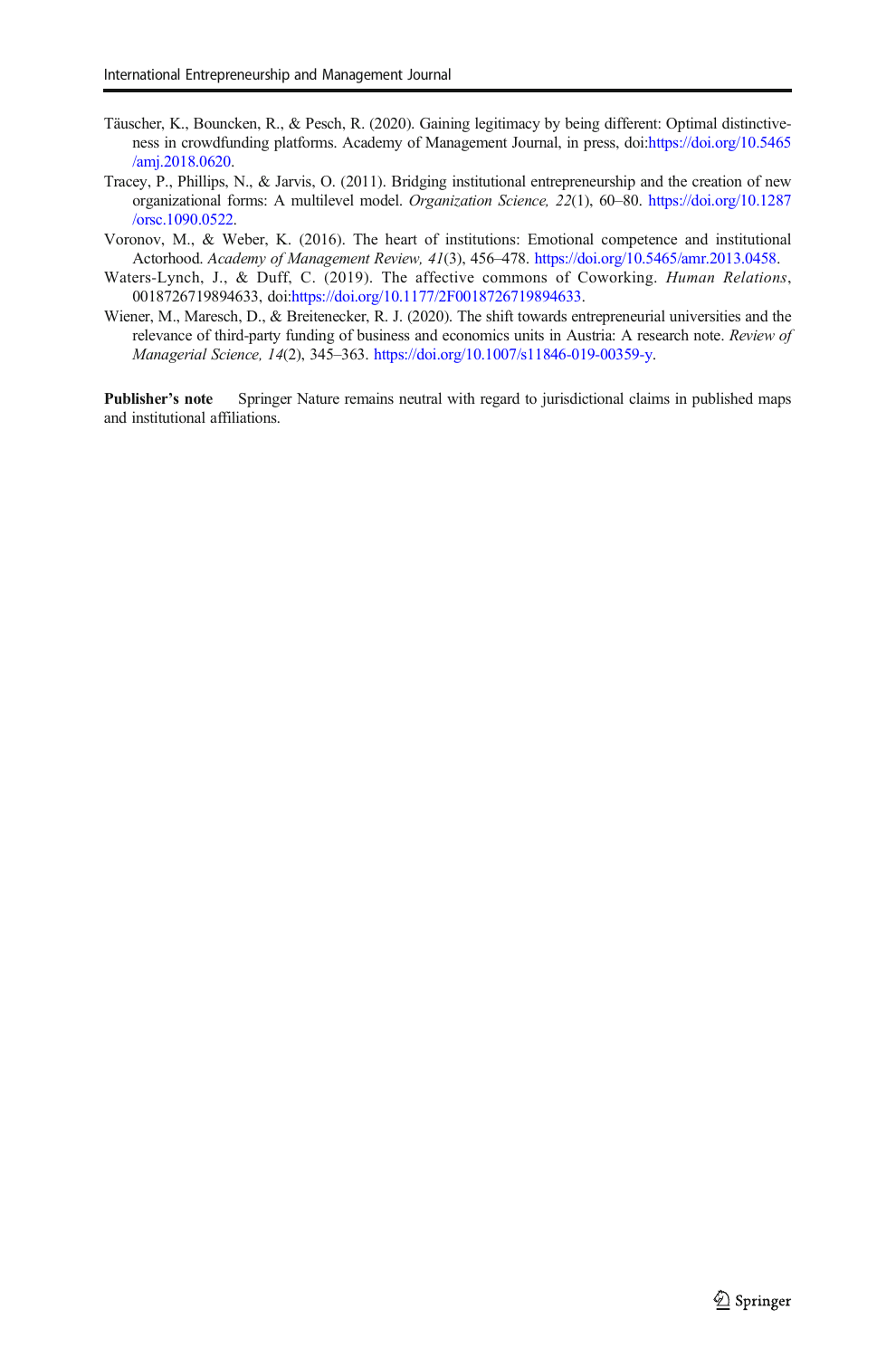Täuscher, K., Bouncken, R., & Pesch, R. (2020). Gaining legitimacy by being different: Optimal distinctiveness in crowdfunding platforms. Academy of Management Journal, in press, doi:https://doi.org/10.5465/amj.2018.0620.

Tracey, P., Phillips, N., & Jarvis, O. (2011). Bridging institutional entrepreneurship and the creation of new organizational forms: A multilevel model. *Organization Science, 22*(1), 60–80. https://doi.org/10.1287/orsc.1090.0522.

Voronov, M., & Weber, K. (2016). The heart of institutions: Emotional competence and institutional Actorhood. *Academy of Management Review, 41*(3), 456–478. https://doi.org/10.5465/amr.2013.0458.

Waters-Lynch, J., & Duff, C. (2019). The affective commons of Coworking. *Human Relations*, 0018726719894633, doi:https://doi.org/10.1177/2F0018726719894633.

Wiener, M., Maresch, D., & Breitenecker, R. J. (2020). The shift towards entrepreneurial universities and the relevance of third-party funding of business and economics units in Austria: A research note. *Review of Managerial Science, 14*(2), 345–363. https://doi.org/10.1007/s11846-019-00359-y.

**Publisher's note** Springer Nature remains neutral with regard to jurisdictional claims in published maps and institutional affiliations.